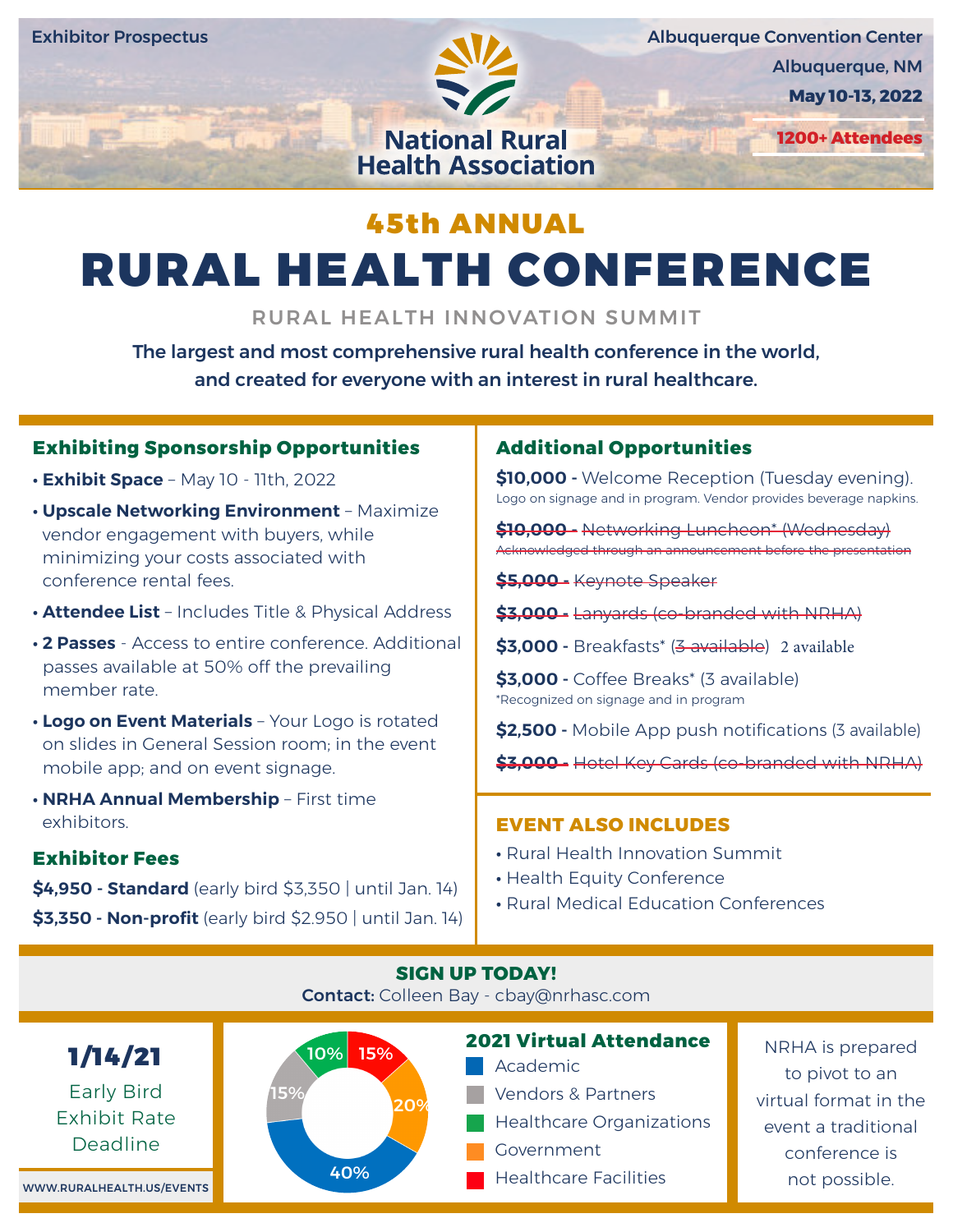Exhibitor Prospectus

Albuquerque Convention Center
Albuquerque, NM
**May 10-13, 2022**

**1200+ Attendees**

National Rural Health Association

## 45th ANNUAL

# RURAL HEALTH CONFERENCE

RURAL HEALTH INNOVATION SUMMIT

**The largest and most comprehensive rural health conference in the world, and created for everyone with an interest in rural healthcare.**

### Exhibiting Sponsorship Opportunities

- **Exhibit Space** – May 10 - 11th, 2022
- **Upscale Networking Environment** – Maximize vendor engagement with buyers, while minimizing your costs associated with conference rental fees.
- **Attendee List** – Includes Title & Physical Address
- **2 Passes** - Access to entire conference. Additional passes available at 50% off the prevailing member rate.
- **Logo on Event Materials** – Your Logo is rotated on slides in General Session room; in the event mobile app; and on event signage.
- **NRHA Annual Membership** – First time exhibitors.

### Exhibitor Fees

**$4,950 - Standard** (early bird $3,350 | until Jan. 14)

**$3,350 - Non-profit** (early bird $2.950 | until Jan. 14)

### Additional Opportunities

**$10,000 -** Welcome Reception (Tuesday evening).
Logo on signage and in program. Vendor provides beverage napkins.

~~**$10,000 -** Networking Luncheon* (Wednesday)~~
~~Acknowledged through an announcement before the presentation~~

~~**$5,000 -** Keynote Speaker~~

~~**$3,000 -** Lanyards (co-branded with NRHA)~~

**$3,000 -** Breakfasts* (~~3 available~~) 2 available

**$3,000 -** Coffee Breaks* (3 available)
*Recognized on signage and in program

**$2,500 -** Mobile App push notifications (3 available)

~~**$3,000 -** Hotel Key Cards (co-branded with NRHA)~~

### EVENT ALSO INCLUDES

- Rural Health Innovation Summit
- Health Equity Conference
- Rural Medical Education Conferences

### SIGN UP TODAY!

**Contact:** Colleen Bay - cbay@nrhasc.com

## 1/14/21

Early Bird Exhibit Rate Deadline

WWW.RURALHEALTH.US/EVENTS

### 2021 Virtual Attendance

| Category | Percentage |
|---|---|
| Academic | 40% |
| Vendors & Partners | 15% |
| Healthcare Organizations | 10% |
| Government | 20% |
| Healthcare Facilities | 15% |

NRHA is prepared to pivot to an virtual format in the event a traditional conference is not possible.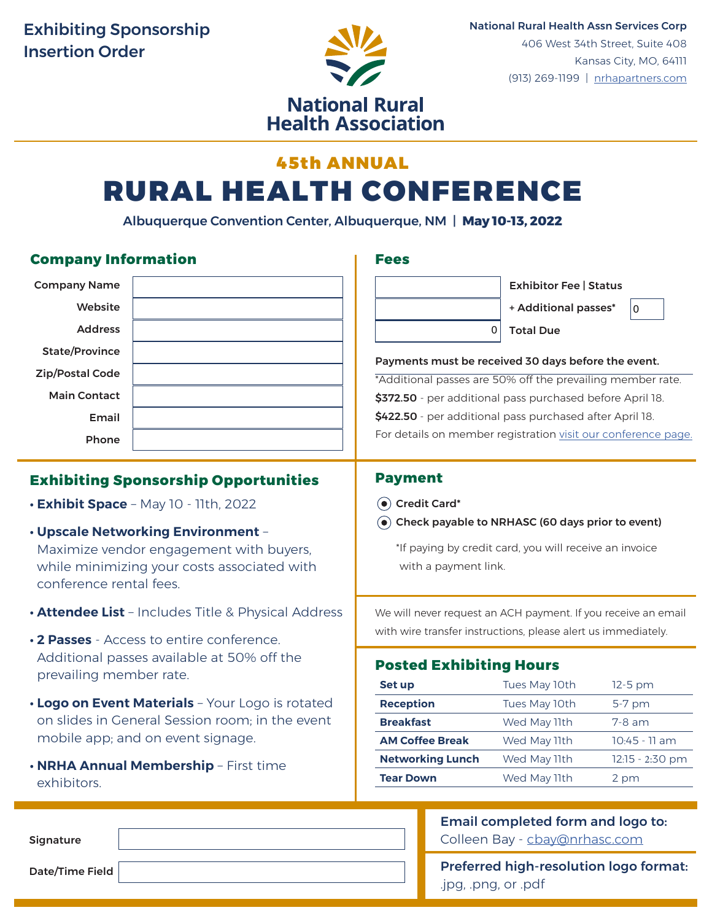# Exhibiting Sponsorship Insertion Order

**National Rural Health Assn Services Corp**
406 West 34th Street, Suite 408
Kansas City, MO, 64111
(913) 269-1199 | nrhapartners.com

National Rural Health Association

## 45th ANNUAL
# RURAL HEALTH CONFERENCE

Albuquerque Convention Center, Albuquerque, NM | **May 10-13, 2022**

## Company Information

| | |
|---|---|
| Company Name | |
| Website | |
| Address | |
| State/Province | |
| Zip/Postal Code | |
| Main Contact | |
| Email | |
| Phone | |

## Fees

| | |
|---|---|
| | Exhibitor Fee \| Status |
| | + Additional passes* 0 |
| 0 | Total Due |

**Payments must be received 30 days before the event.**

*Additional passes are 50% off the prevailing member rate.

**$372.50** - per additional pass purchased before April 18.

**$422.50** - per additional pass purchased after April 18.

For details on member registration visit our conference page.

## Exhibiting Sponsorship Opportunities

- **Exhibit Space** – May 10 - 11th, 2022
- **Upscale Networking Environment** – Maximize vendor engagement with buyers, while minimizing your costs associated with conference rental fees.
- **Attendee List** – Includes Title & Physical Address
- **2 Passes** - Access to entire conference. Additional passes available at 50% off the prevailing member rate.
- **Logo on Event Materials** – Your Logo is rotated on slides in General Session room; in the event mobile app; and on event signage.
- **NRHA Annual Membership** – First time exhibitors.

## Payment

- **Credit Card***
- **Check payable to NRHASC (60 days prior to event)**

*If paying by credit card, you will receive an invoice with a payment link.

We will never request an ACH payment. If you receive an email with wire transfer instructions, please alert us immediately.

## Posted Exhibiting Hours

| | | |
|---|---|---|
| **Set up** | Tues May 10th | 12-5 pm |
| **Reception** | Tues May 10th | 5-7 pm |
| **Breakfast** | Wed May 11th | 7-8 am |
| **AM Coffee Break** | Wed May 11th | 10:45 - 11 am |
| **Networking Lunch** | Wed May 11th | 12:15 - 2:30 pm |
| **Tear Down** | Wed May 11th | 2 pm |

**Signature**

**Date/Time Field**

**Email completed form and logo to:**
Colleen Bay - cbay@nrhasc.com

**Preferred high-resolution logo format:**
.jpg, .png, or .pdf